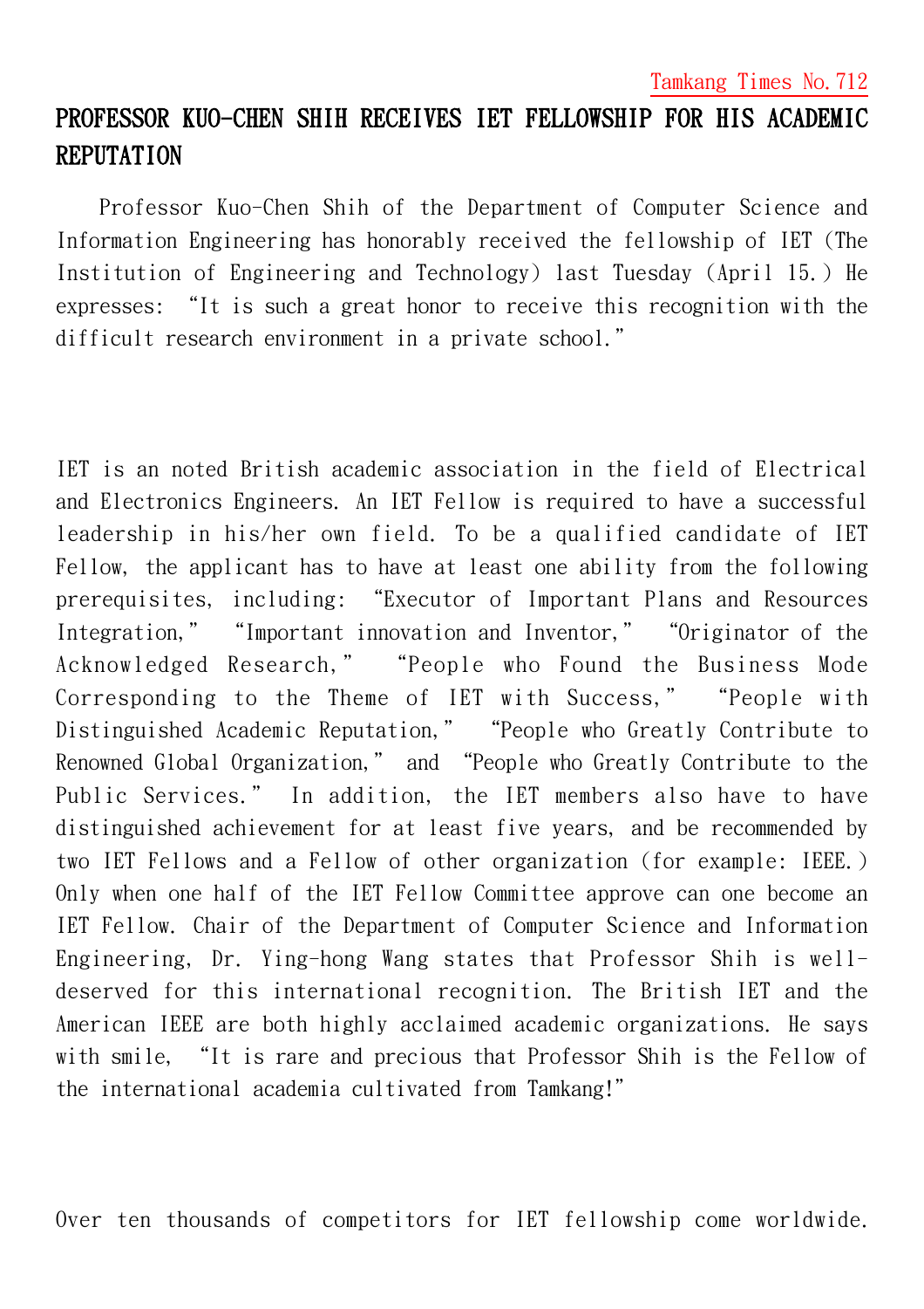Tamkang Times No.712

# PROFESSOR KUO-CHEN SHIH RECEIVES IET FELLOWSHIP FOR HIS ACADEMIC REPUTATION

Professor Kuo-Chen Shih of the Department of Computer Science and Information Engineering has honorably received the fellowship of IET (The Institution of Engineering and Technology) last Tuesday (April 15.) He expresses: “It is such a great honor to receive this recognition with the difficult research environment in a private school.”

IET is an noted British academic association in the field of Electrical and Electronics Engineers. An IET Fellow is required to have a successful leadership in his/her own field. To be a qualified candidate of IET Fellow, the applicant has to have at least one ability from the following prerequisites, including: “Executor of Important Plans and Resources Integration,” “Important innovation and Inventor,” “Originator of the Acknowledged Research,” “People who Found the Business Mode Corresponding to the Theme of IET with Success,” “People with Distinguished Academic Reputation,” “People who Greatly Contribute to Renowned Global Organization,” and “People who Greatly Contribute to the Public Services.” In addition, the IET members also have to have distinguished achievement for at least five years, and be recommended by two IET Fellows and a Fellow of other organization (for example: IEEE.) Only when one half of the IET Fellow Committee approve can one become an IET Fellow. Chair of the Department of Computer Science and Information Engineering, Dr. Ying-hong Wang states that Professor Shih is well-deserved for this international recognition. The British IET and the American IEEE are both highly acclaimed academic organizations. He says with smile, “It is rare and precious that Professor Shih is the Fellow of the international academia cultivated from Tamkang!”

Over ten thousands of competitors for IET fellowship come worldwide.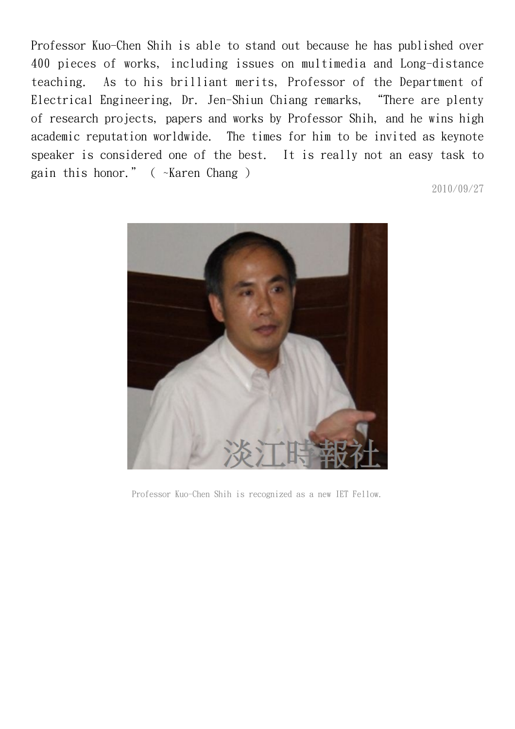Professor Kuo-Chen Shih is able to stand out because he has published over 400 pieces of works, including issues on multimedia and Long-distance teaching. As to his brilliant merits, Professor of the Department of Electrical Engineering, Dr. Jen-Shiun Chiang remarks, "There are plenty of research projects, papers and works by Professor Shih, and he wins high academic reputation worldwide. The times for him to be invited as keynote speaker is considered one of the best. It is really not an easy task to gain this honor." ( ~Karen Chang )

2010/09/27

Professor Kuo-Chen Shih is recognized as a new IET Fellow.